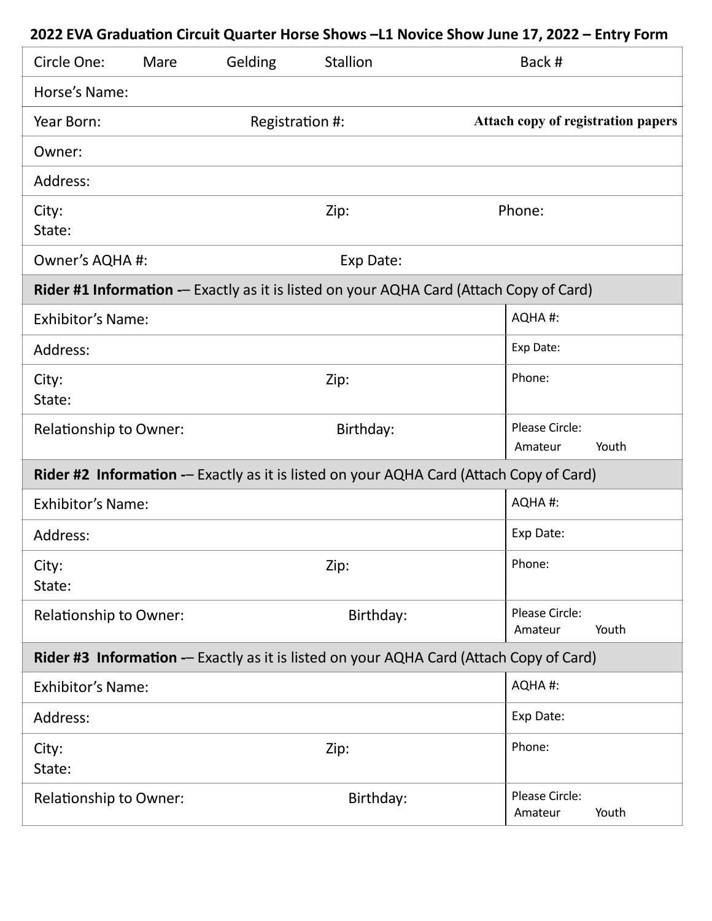**2022 EVA Graduation Circuit Quarter Horse Shows –L1 Novice Show June 17, 2022 – Entry Form**

| | | | |
|---|---|---|---|
| Circle One: Mare Gelding Stallion | | | Back # |
| Horse's Name: | | | |
| Year Born: | Registration #: | | **Attach copy of registration papers** |
| Owner: | | | |
| Address: | | | |
| City: State: | Zip: | | Phone: |
| Owner's AQHA #: | Exp Date: | | |
| **Rider #1 Information** -– Exactly as it is listed on your AQHA Card (Attach Copy of Card) | | | |
| Exhibitor's Name: | | | AQHA #: |
| Address: | | | Exp Date: |
| City: State: | Zip: | | Phone: |
| Relationship to Owner: | Birthday: | | Please Circle: Amateur Youth |
| **Rider #2 Information** -– Exactly as it is listed on your AQHA Card (Attach Copy of Card) | | | |
| Exhibitor's Name: | | | AQHA #: |
| Address: | | | Exp Date: |
| City: State: | Zip: | | Phone: |
| Relationship to Owner: | Birthday: | | Please Circle: Amateur Youth |
| **Rider #3 Information** -– Exactly as it is listed on your AQHA Card (Attach Copy of Card) | | | |
| Exhibitor's Name: | | | AQHA #: |
| Address: | | | Exp Date: |
| City: State: | Zip: | | Phone: |
| Relationship to Owner: | Birthday: | | Please Circle: Amateur Youth |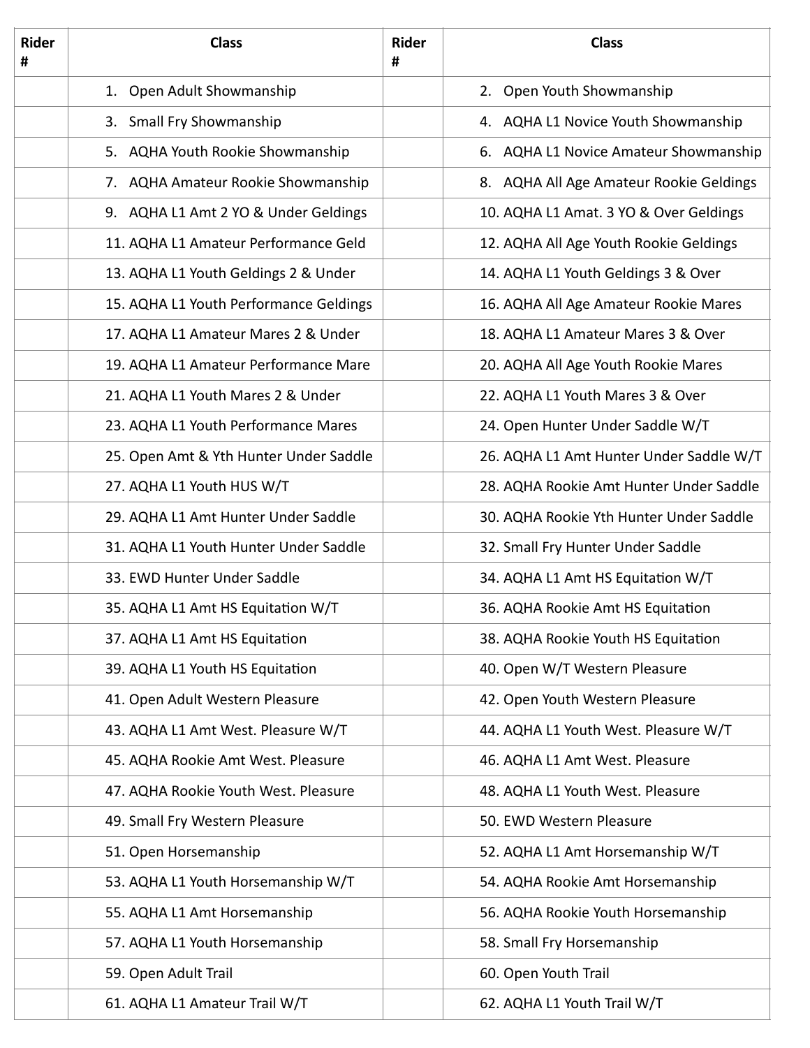| Rider # | Class | Rider # | Class |
|---|---|---|---|
| | 1. Open Adult Showmanship | | 2. Open Youth Showmanship |
| | 3. Small Fry Showmanship | | 4. AQHA L1 Novice Youth Showmanship |
| | 5. AQHA Youth Rookie Showmanship | | 6. AQHA L1 Novice Amateur Showmanship |
| | 7. AQHA Amateur Rookie Showmanship | | 8. AQHA All Age Amateur Rookie Geldings |
| | 9. AQHA L1 Amt 2 YO & Under Geldings | | 10. AQHA L1 Amat. 3 YO & Over Geldings |
| | 11. AQHA L1 Amateur Performance Geld | | 12. AQHA All Age Youth Rookie Geldings |
| | 13. AQHA L1 Youth Geldings 2 & Under | | 14. AQHA L1 Youth Geldings 3 & Over |
| | 15. AQHA L1 Youth Performance Geldings | | 16. AQHA All Age Amateur Rookie Mares |
| | 17. AQHA L1 Amateur Mares 2 & Under | | 18. AQHA L1 Amateur Mares 3 & Over |
| | 19. AQHA L1 Amateur Performance Mare | | 20. AQHA All Age Youth Rookie Mares |
| | 21. AQHA L1 Youth Mares 2 & Under | | 22. AQHA L1 Youth Mares 3 & Over |
| | 23. AQHA L1 Youth Performance Mares | | 24. Open Hunter Under Saddle W/T |
| | 25. Open Amt & Yth Hunter Under Saddle | | 26. AQHA L1 Amt Hunter Under Saddle W/T |
| | 27. AQHA L1 Youth HUS W/T | | 28. AQHA Rookie Amt Hunter Under Saddle |
| | 29. AQHA L1 Amt Hunter Under Saddle | | 30. AQHA Rookie Yth Hunter Under Saddle |
| | 31. AQHA L1 Youth Hunter Under Saddle | | 32. Small Fry Hunter Under Saddle |
| | 33. EWD Hunter Under Saddle | | 34. AQHA L1 Amt HS Equitation W/T |
| | 35. AQHA L1 Amt HS Equitation W/T | | 36. AQHA Rookie Amt HS Equitation |
| | 37. AQHA L1 Amt HS Equitation | | 38. AQHA Rookie Youth HS Equitation |
| | 39. AQHA L1 Youth HS Equitation | | 40. Open W/T Western Pleasure |
| | 41. Open Adult Western Pleasure | | 42. Open Youth Western Pleasure |
| | 43. AQHA L1 Amt West. Pleasure W/T | | 44. AQHA L1 Youth West. Pleasure W/T |
| | 45. AQHA Rookie Amt West. Pleasure | | 46. AQHA L1 Amt West. Pleasure |
| | 47. AQHA Rookie Youth West. Pleasure | | 48. AQHA L1 Youth West. Pleasure |
| | 49. Small Fry Western Pleasure | | 50. EWD Western Pleasure |
| | 51. Open Horsemanship | | 52. AQHA L1 Amt Horsemanship W/T |
| | 53. AQHA L1 Youth Horsemanship W/T | | 54. AQHA Rookie Amt Horsemanship |
| | 55. AQHA L1 Amt Horsemanship | | 56. AQHA Rookie Youth Horsemanship |
| | 57. AQHA L1 Youth Horsemanship | | 58. Small Fry Horsemanship |
| | 59. Open Adult Trail | | 60. Open Youth Trail |
| | 61. AQHA L1 Amateur Trail W/T | | 62. AQHA L1 Youth Trail W/T |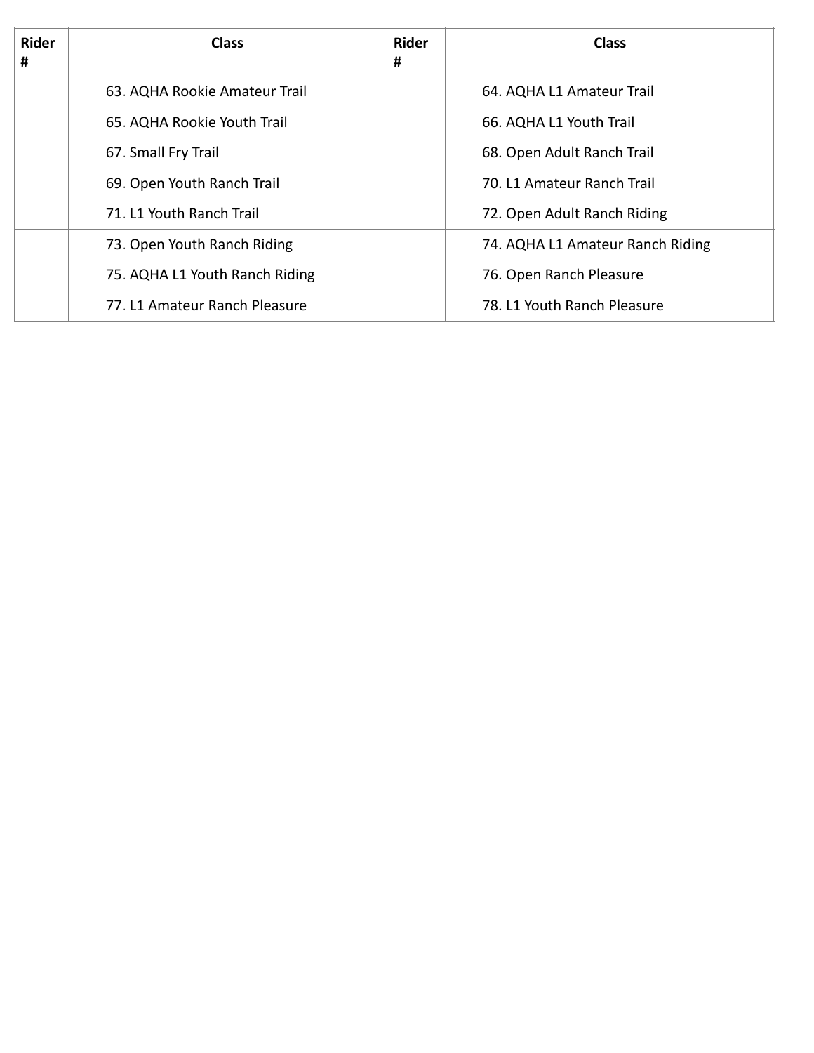| Rider # | Class | Rider # | Class |
|---|---|---|---|
| | 63. AQHA Rookie Amateur Trail | | 64. AQHA L1 Amateur Trail |
| | 65. AQHA Rookie Youth Trail | | 66. AQHA L1 Youth Trail |
| | 67. Small Fry Trail | | 68. Open Adult Ranch Trail |
| | 69. Open Youth Ranch Trail | | 70. L1 Amateur Ranch Trail |
| | 71. L1 Youth Ranch Trail | | 72. Open Adult Ranch Riding |
| | 73. Open Youth Ranch Riding | | 74. AQHA L1 Amateur Ranch Riding |
| | 75. AQHA L1 Youth Ranch Riding | | 76. Open Ranch Pleasure |
| | 77. L1 Amateur Ranch Pleasure | | 78. L1 Youth Ranch Pleasure |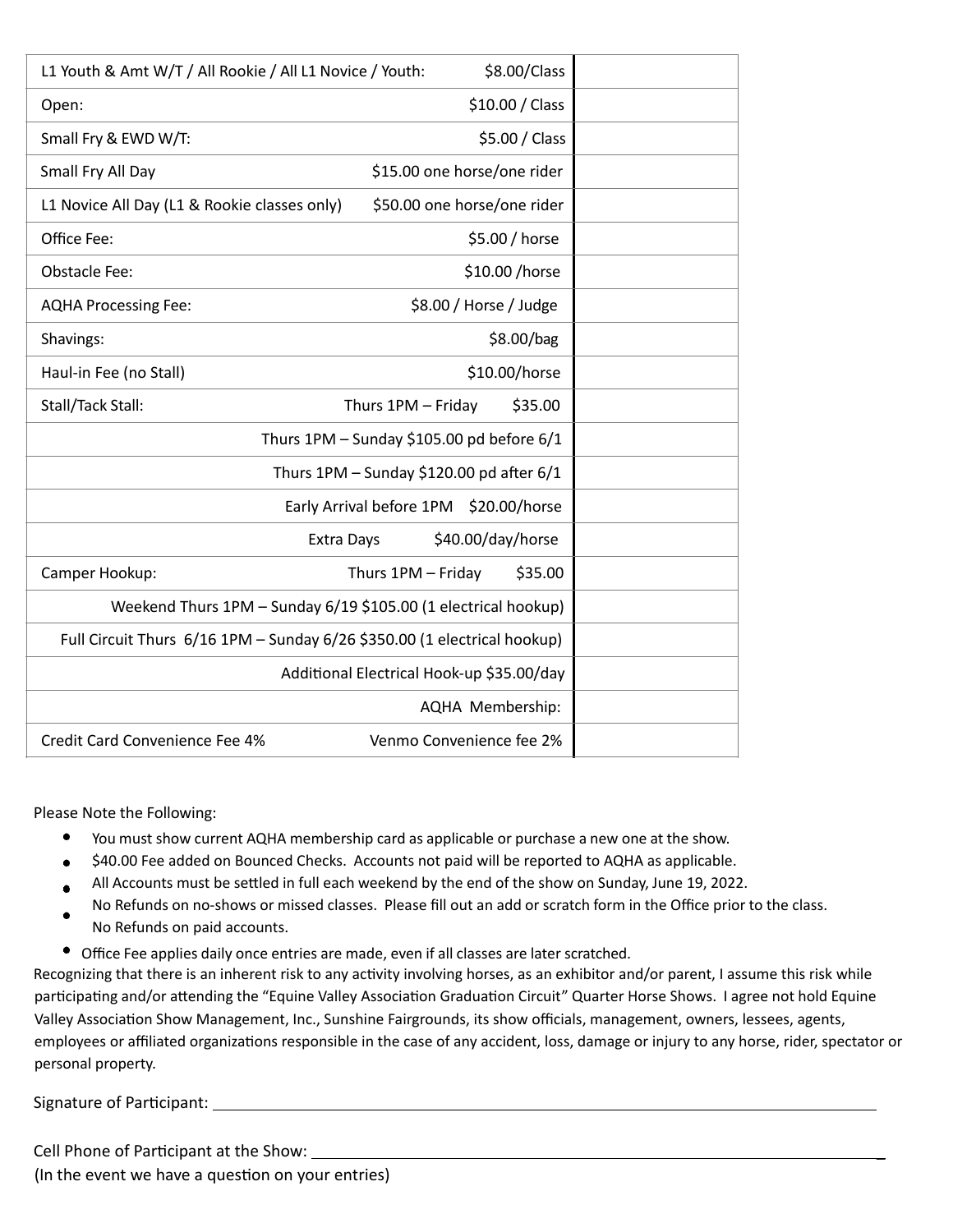| | | |
|---|---|---|
| L1 Youth & Amt W/T / All Rookie / All L1 Novice / Youth: | $8.00/Class | |
| Open: | $10.00 / Class | |
| Small Fry & EWD W/T: | $5.00 / Class | |
| Small Fry All Day | $15.00 one horse/one rider | |
| L1 Novice All Day (L1 & Rookie classes only) | $50.00 one horse/one rider | |
| Office Fee: | $5.00 / horse | |
| Obstacle Fee: | $10.00 /horse | |
| AQHA Processing Fee: | $8.00 / Horse / Judge | |
| Shavings: | $8.00/bag | |
| Haul-in Fee (no Stall) | $10.00/horse | |
| Stall/Tack Stall: | Thurs 1PM – Friday $35.00 | |
| | Thurs 1PM – Sunday $105.00 pd before 6/1 | |
| | Thurs 1PM – Sunday $120.00 pd after 6/1 | |
| | Early Arrival before 1PM $20.00/horse | |
| | Extra Days $40.00/day/horse | |
| Camper Hookup: | Thurs 1PM – Friday $35.00 | |
| | Weekend Thurs 1PM – Sunday 6/19 $105.00 (1 electrical hookup) | |
| | Full Circuit Thurs 6/16 1PM – Sunday 6/26 $350.00 (1 electrical hookup) | |
| | Additional Electrical Hook-up $35.00/day | |
| | AQHA Membership: | |
| Credit Card Convenience Fee 4% | Venmo Convenience fee 2% | |

Please Note the Following:

- You must show current AQHA membership card as applicable or purchase a new one at the show.
- $40.00 Fee added on Bounced Checks. Accounts not paid will be reported to AQHA as applicable.
- All Accounts must be settled in full each weekend by the end of the show on Sunday, June 19, 2022.
- No Refunds on no-shows or missed classes. Please fill out an add or scratch form in the Office prior to the class. No Refunds on paid accounts.
- Office Fee applies daily once entries are made, even if all classes are later scratched.

Recognizing that there is an inherent risk to any activity involving horses, as an exhibitor and/or parent, I assume this risk while participating and/or attending the "Equine Valley Association Graduation Circuit" Quarter Horse Shows. I agree not hold Equine Valley Association Show Management, Inc., Sunshine Fairgrounds, its show officials, management, owners, lessees, agents, employees or affiliated organizations responsible in the case of any accident, loss, damage or injury to any horse, rider, spectator or personal property.

Signature of Participant: ______________________________

Cell Phone of Participant at the Show: ______________________________
(In the event we have a question on your entries)